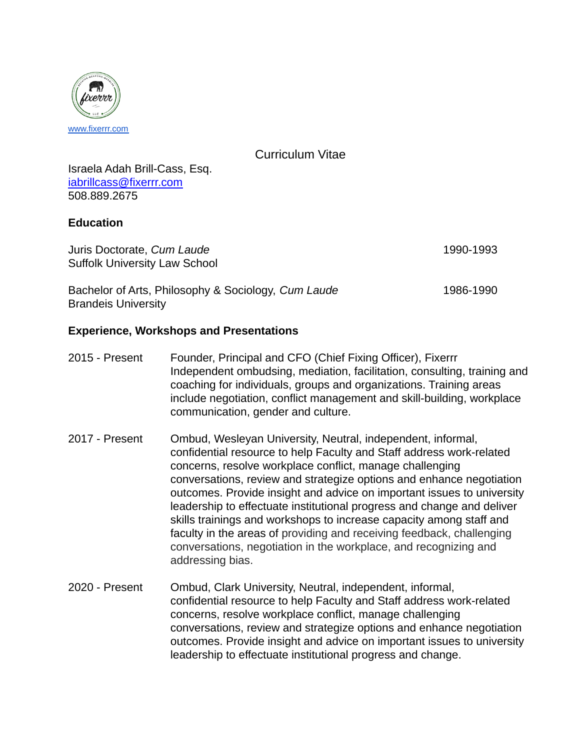www.fixerrr.com

# Curriculum Vitae

Israela Adah Brill-Cass, Esq.
iabrillcass@fixerrr.com
508.889.2675

## Education

Juris Doctorate, *Cum Laude* — 1990-1993
Suffolk University Law School

Bachelor of Arts, Philosophy & Sociology, *Cum Laude* — 1986-1990
Brandeis University

## Experience, Workshops and Presentations

**2015 - Present** — Founder, Principal and CFO (Chief Fixing Officer), Fixerrr
Independent ombudsing, mediation, facilitation, consulting, training and coaching for individuals, groups and organizations. Training areas include negotiation, conflict management and skill-building, workplace communication, gender and culture.

**2017 - Present** — Ombud, Wesleyan University, Neutral, independent, informal, confidential resource to help Faculty and Staff address work-related concerns, resolve workplace conflict, manage challenging conversations, review and strategize options and enhance negotiation outcomes. Provide insight and advice on important issues to university leadership to effectuate institutional progress and change and deliver skills trainings and workshops to increase capacity among staff and faculty in the areas of providing and receiving feedback, challenging conversations, negotiation in the workplace, and recognizing and addressing bias.

**2020 - Present** — Ombud, Clark University, Neutral, independent, informal, confidential resource to help Faculty and Staff address work-related concerns, resolve workplace conflict, manage challenging conversations, review and strategize options and enhance negotiation outcomes. Provide insight and advice on important issues to university leadership to effectuate institutional progress and change.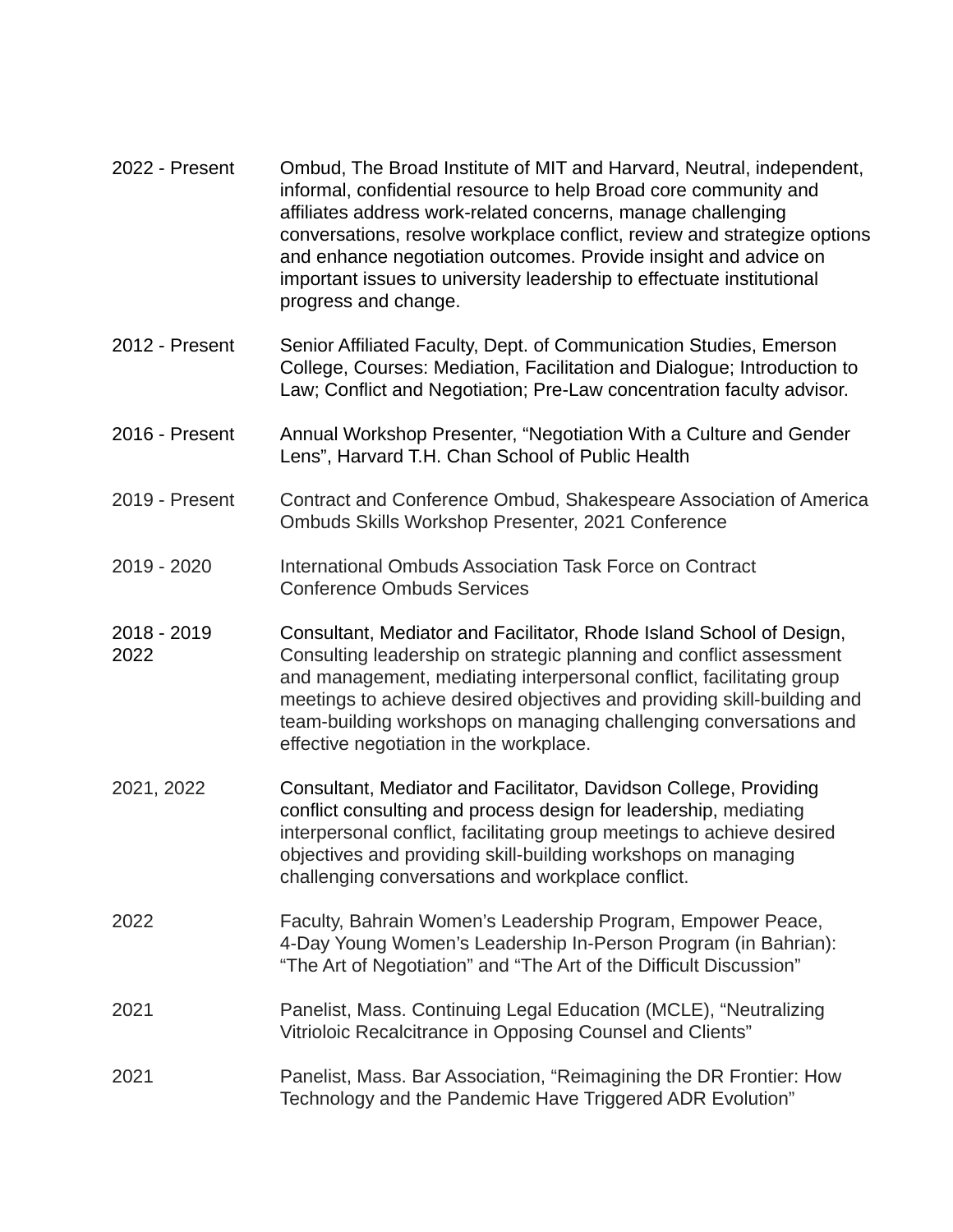| | |
|---|---|
| 2022 - Present | Ombud, The Broad Institute of MIT and Harvard, Neutral, independent, informal, confidential resource to help Broad core community and affiliates address work-related concerns, manage challenging conversations, resolve workplace conflict, review and strategize options and enhance negotiation outcomes. Provide insight and advice on important issues to university leadership to effectuate institutional progress and change. |
| 2012 - Present | Senior Affiliated Faculty, Dept. of Communication Studies, Emerson College, Courses: Mediation, Facilitation and Dialogue; Introduction to Law; Conflict and Negotiation; Pre-Law concentration faculty advisor. |
| 2016 - Present | Annual Workshop Presenter, “Negotiation With a Culture and Gender Lens”, Harvard T.H. Chan School of Public Health |
| 2019 - Present | Contract and Conference Ombud, Shakespeare Association of America Ombuds Skills Workshop Presenter, 2021 Conference |
| 2019 - 2020 | International Ombuds Association Task Force on Contract Conference Ombuds Services |
| 2018 - 2019 2022 | Consultant, Mediator and Facilitator, Rhode Island School of Design, Consulting leadership on strategic planning and conflict assessment and management, mediating interpersonal conflict, facilitating group meetings to achieve desired objectives and providing skill-building and team-building workshops on managing challenging conversations and effective negotiation in the workplace. |
| 2021, 2022 | Consultant, Mediator and Facilitator, Davidson College, Providing conflict consulting and process design for leadership, mediating interpersonal conflict, facilitating group meetings to achieve desired objectives and providing skill-building workshops on managing challenging conversations and workplace conflict. |
| 2022 | Faculty, Bahrain Women’s Leadership Program, Empower Peace, 4-Day Young Women’s Leadership In-Person Program (in Bahrian): “The Art of Negotiation” and “The Art of the Difficult Discussion” |
| 2021 | Panelist, Mass. Continuing Legal Education (MCLE), “Neutralizing Vitrioloic Recalcitrance in Opposing Counsel and Clients” |
| 2021 | Panelist, Mass. Bar Association, “Reimagining the DR Frontier: How Technology and the Pandemic Have Triggered ADR Evolution” |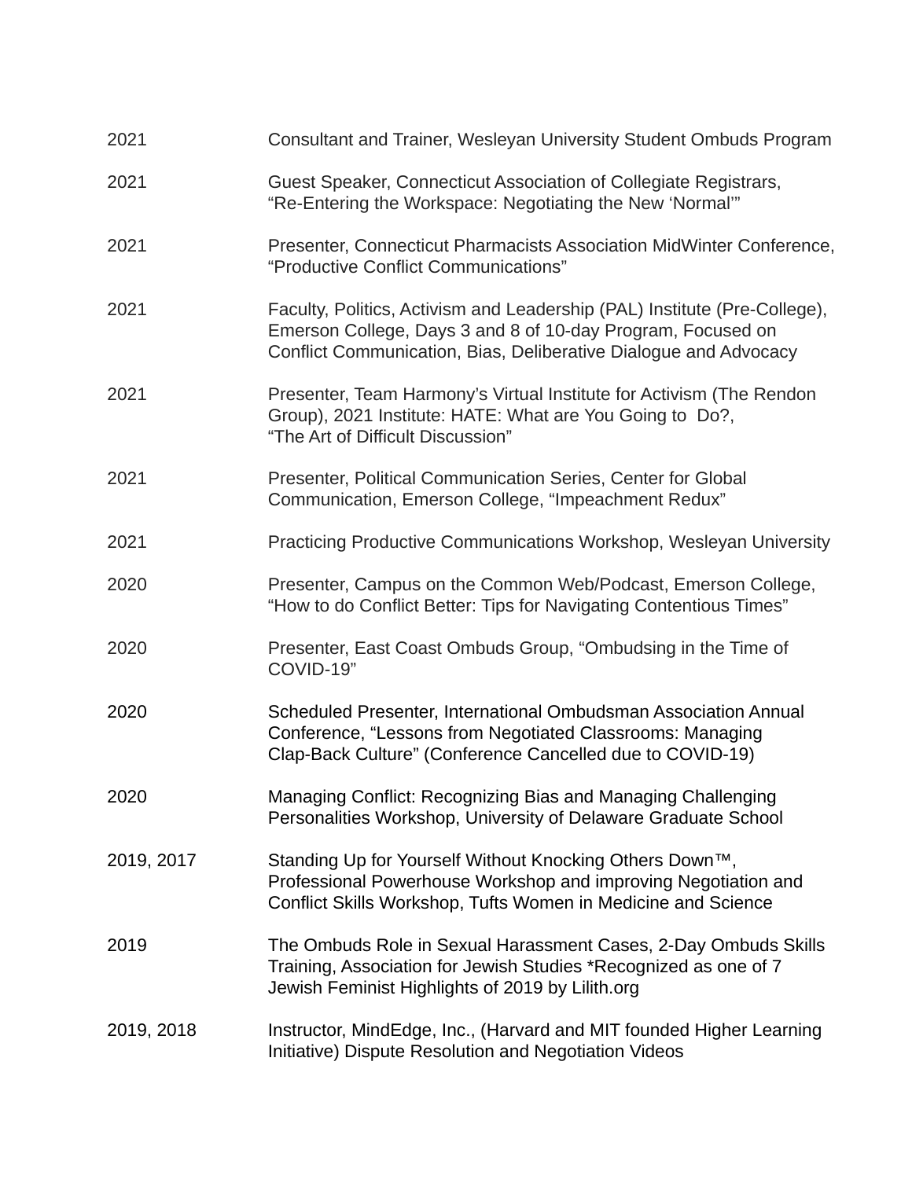| | |
|---|---|
| 2021 | Consultant and Trainer, Wesleyan University Student Ombuds Program |
| 2021 | Guest Speaker, Connecticut Association of Collegiate Registrars, "Re-Entering the Workspace: Negotiating the New 'Normal'" |
| 2021 | Presenter, Connecticut Pharmacists Association MidWinter Conference, "Productive Conflict Communications" |
| 2021 | Faculty, Politics, Activism and Leadership (PAL) Institute (Pre-College), Emerson College, Days 3 and 8 of 10-day Program, Focused on Conflict Communication, Bias, Deliberative Dialogue and Advocacy |
| 2021 | Presenter, Team Harmony's Virtual Institute for Activism (The Rendon Group), 2021 Institute: HATE: What are You Going to Do?, "The Art of Difficult Discussion" |
| 2021 | Presenter, Political Communication Series, Center for Global Communication, Emerson College, "Impeachment Redux" |
| 2021 | Practicing Productive Communications Workshop, Wesleyan University |
| 2020 | Presenter, Campus on the Common Web/Podcast, Emerson College, "How to do Conflict Better: Tips for Navigating Contentious Times" |
| 2020 | Presenter, East Coast Ombuds Group, "Ombudsing in the Time of COVID-19" |
| 2020 | Scheduled Presenter, International Ombudsman Association Annual Conference, "Lessons from Negotiated Classrooms: Managing Clap-Back Culture" (Conference Cancelled due to COVID-19) |
| 2020 | Managing Conflict: Recognizing Bias and Managing Challenging Personalities Workshop, University of Delaware Graduate School |
| 2019, 2017 | Standing Up for Yourself Without Knocking Others Down™, Professional Powerhouse Workshop and improving Negotiation and Conflict Skills Workshop, Tufts Women in Medicine and Science |
| 2019 | The Ombuds Role in Sexual Harassment Cases, 2-Day Ombuds Skills Training, Association for Jewish Studies *Recognized as one of 7 Jewish Feminist Highlights of 2019 by Lilith.org |
| 2019, 2018 | Instructor, MindEdge, Inc., (Harvard and MIT founded Higher Learning Initiative) Dispute Resolution and Negotiation Videos |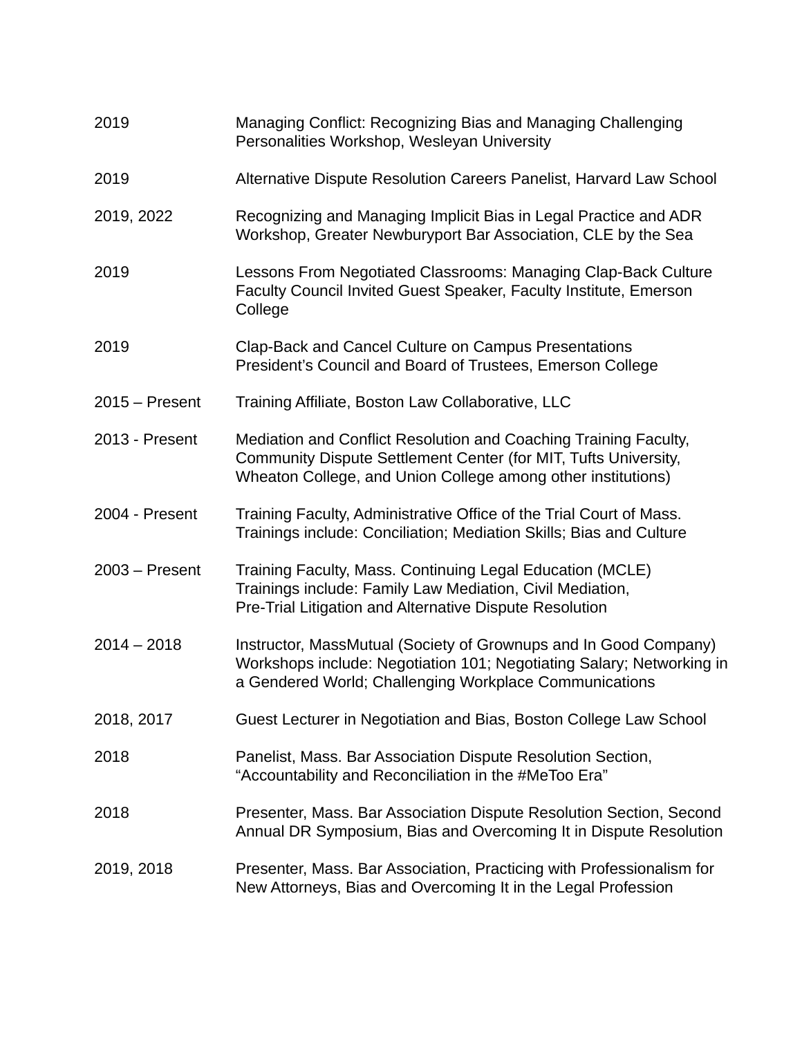| | |
|---|---|
| 2019 | Managing Conflict: Recognizing Bias and Managing Challenging Personalities Workshop, Wesleyan University |
| 2019 | Alternative Dispute Resolution Careers Panelist, Harvard Law School |
| 2019, 2022 | Recognizing and Managing Implicit Bias in Legal Practice and ADR Workshop, Greater Newburyport Bar Association, CLE by the Sea |
| 2019 | Lessons From Negotiated Classrooms: Managing Clap-Back Culture Faculty Council Invited Guest Speaker, Faculty Institute, Emerson College |
| 2019 | Clap-Back and Cancel Culture on Campus Presentations President's Council and Board of Trustees, Emerson College |
| 2015 – Present | Training Affiliate, Boston Law Collaborative, LLC |
| 2013 - Present | Mediation and Conflict Resolution and Coaching Training Faculty, Community Dispute Settlement Center (for MIT, Tufts University, Wheaton College, and Union College among other institutions) |
| 2004 - Present | Training Faculty, Administrative Office of the Trial Court of Mass. Trainings include: Conciliation; Mediation Skills; Bias and Culture |
| 2003 – Present | Training Faculty, Mass. Continuing Legal Education (MCLE) Trainings include: Family Law Mediation, Civil Mediation, Pre-Trial Litigation and Alternative Dispute Resolution |
| 2014 – 2018 | Instructor, MassMutual (Society of Grownups and In Good Company) Workshops include: Negotiation 101; Negotiating Salary; Networking in a Gendered World; Challenging Workplace Communications |
| 2018, 2017 | Guest Lecturer in Negotiation and Bias, Boston College Law School |
| 2018 | Panelist, Mass. Bar Association Dispute Resolution Section, "Accountability and Reconciliation in the #MeToo Era" |
| 2018 | Presenter, Mass. Bar Association Dispute Resolution Section, Second Annual DR Symposium, Bias and Overcoming It in Dispute Resolution |
| 2019, 2018 | Presenter, Mass. Bar Association, Practicing with Professionalism for New Attorneys, Bias and Overcoming It in the Legal Profession |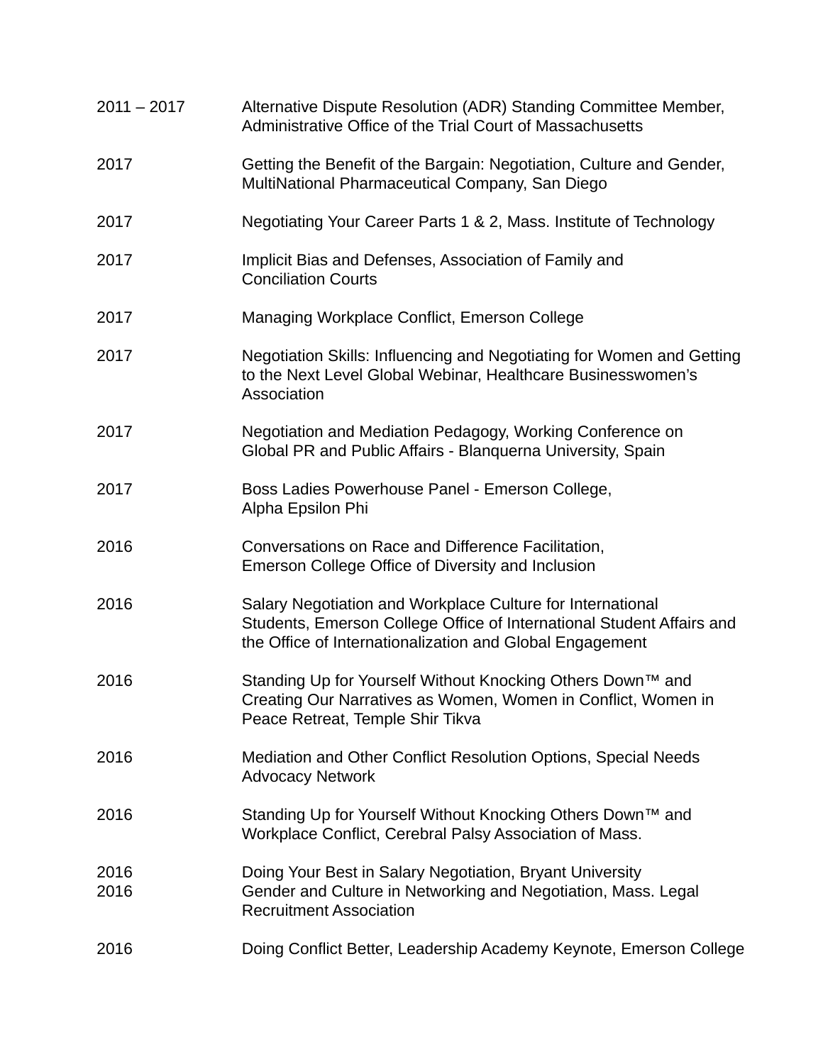| | |
|---|---|
| 2011 – 2017 | Alternative Dispute Resolution (ADR) Standing Committee Member, Administrative Office of the Trial Court of Massachusetts |
| 2017 | Getting the Benefit of the Bargain: Negotiation, Culture and Gender, MultiNational Pharmaceutical Company, San Diego |
| 2017 | Negotiating Your Career Parts 1 & 2, Mass. Institute of Technology |
| 2017 | Implicit Bias and Defenses, Association of Family and Conciliation Courts |
| 2017 | Managing Workplace Conflict, Emerson College |
| 2017 | Negotiation Skills: Influencing and Negotiating for Women and Getting to the Next Level Global Webinar, Healthcare Businesswomen's Association |
| 2017 | Negotiation and Mediation Pedagogy, Working Conference on Global PR and Public Affairs - Blanquerna University, Spain |
| 2017 | Boss Ladies Powerhouse Panel - Emerson College, Alpha Epsilon Phi |
| 2016 | Conversations on Race and Difference Facilitation, Emerson College Office of Diversity and Inclusion |
| 2016 | Salary Negotiation and Workplace Culture for International Students, Emerson College Office of International Student Affairs and the Office of Internationalization and Global Engagement |
| 2016 | Standing Up for Yourself Without Knocking Others Down™ and Creating Our Narratives as Women, Women in Conflict, Women in Peace Retreat, Temple Shir Tikva |
| 2016 | Mediation and Other Conflict Resolution Options, Special Needs Advocacy Network |
| 2016 | Standing Up for Yourself Without Knocking Others Down™ and Workplace Conflict, Cerebral Palsy Association of Mass. |
| 2016 | Doing Your Best in Salary Negotiation, Bryant University |
| 2016 | Gender and Culture in Networking and Negotiation, Mass. Legal Recruitment Association |
| 2016 | Doing Conflict Better, Leadership Academy Keynote, Emerson College |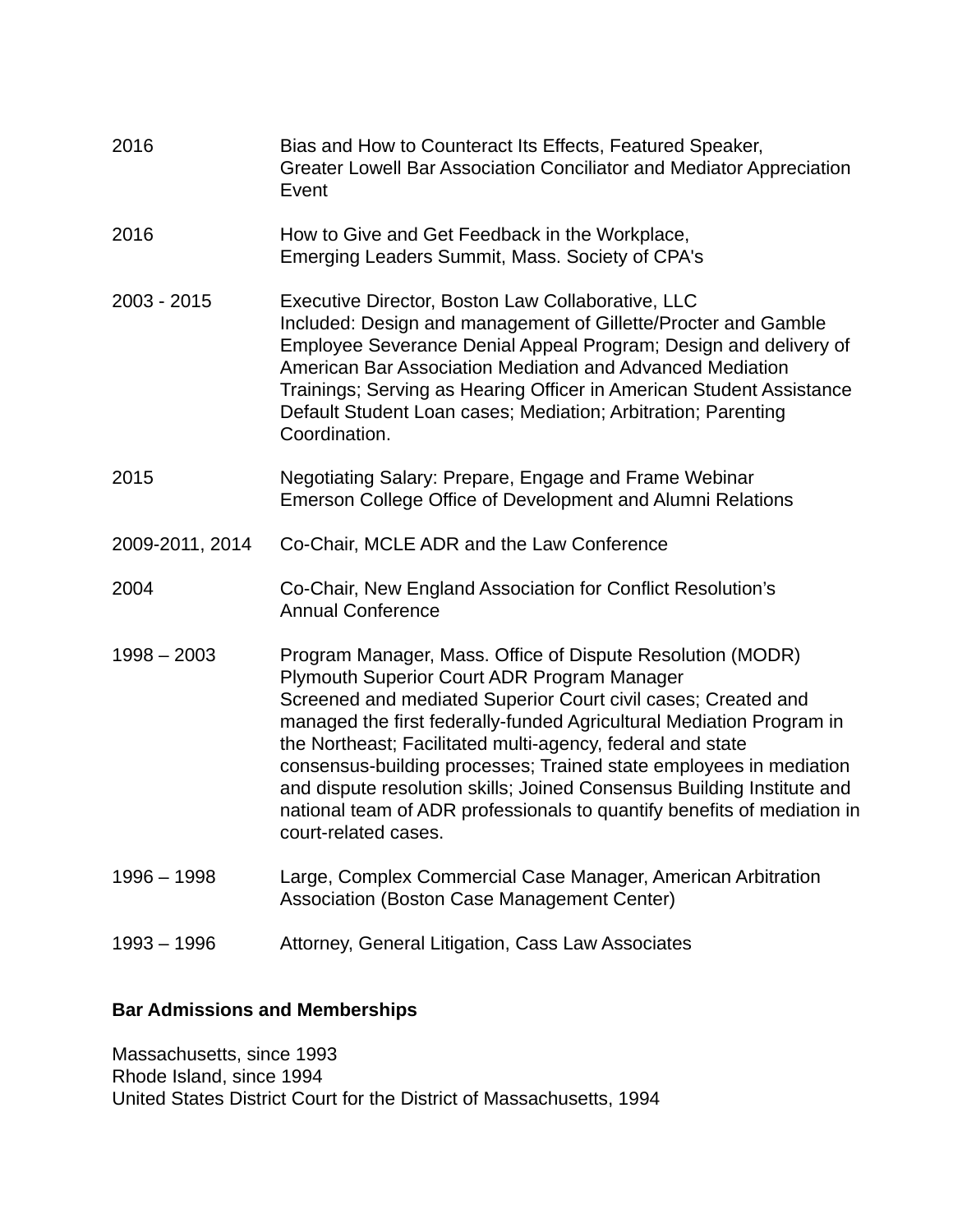2016 Bias and How to Counteract Its Effects, Featured Speaker,
Greater Lowell Bar Association Conciliator and Mediator Appreciation Event

2016 How to Give and Get Feedback in the Workplace,
Emerging Leaders Summit, Mass. Society of CPA's

2003 - 2015 Executive Director, Boston Law Collaborative, LLC
Included: Design and management of Gillette/Procter and Gamble Employee Severance Denial Appeal Program; Design and delivery of American Bar Association Mediation and Advanced Mediation Trainings; Serving as Hearing Officer in American Student Assistance Default Student Loan cases; Mediation; Arbitration; Parenting Coordination.

2015 Negotiating Salary: Prepare, Engage and Frame Webinar
Emerson College Office of Development and Alumni Relations

2009-2011, 2014 Co-Chair, MCLE ADR and the Law Conference

2004 Co-Chair, New England Association for Conflict Resolution's Annual Conference

1998 – 2003 Program Manager, Mass. Office of Dispute Resolution (MODR)
Plymouth Superior Court ADR Program Manager
Screened and mediated Superior Court civil cases; Created and managed the first federally-funded Agricultural Mediation Program in the Northeast; Facilitated multi-agency, federal and state consensus-building processes; Trained state employees in mediation and dispute resolution skills; Joined Consensus Building Institute and national team of ADR professionals to quantify benefits of mediation in court-related cases.

1996 – 1998 Large, Complex Commercial Case Manager, American Arbitration Association (Boston Case Management Center)

1993 – 1996 Attorney, General Litigation, Cass Law Associates

**Bar Admissions and Memberships**

Massachusetts, since 1993
Rhode Island, since 1994
United States District Court for the District of Massachusetts, 1994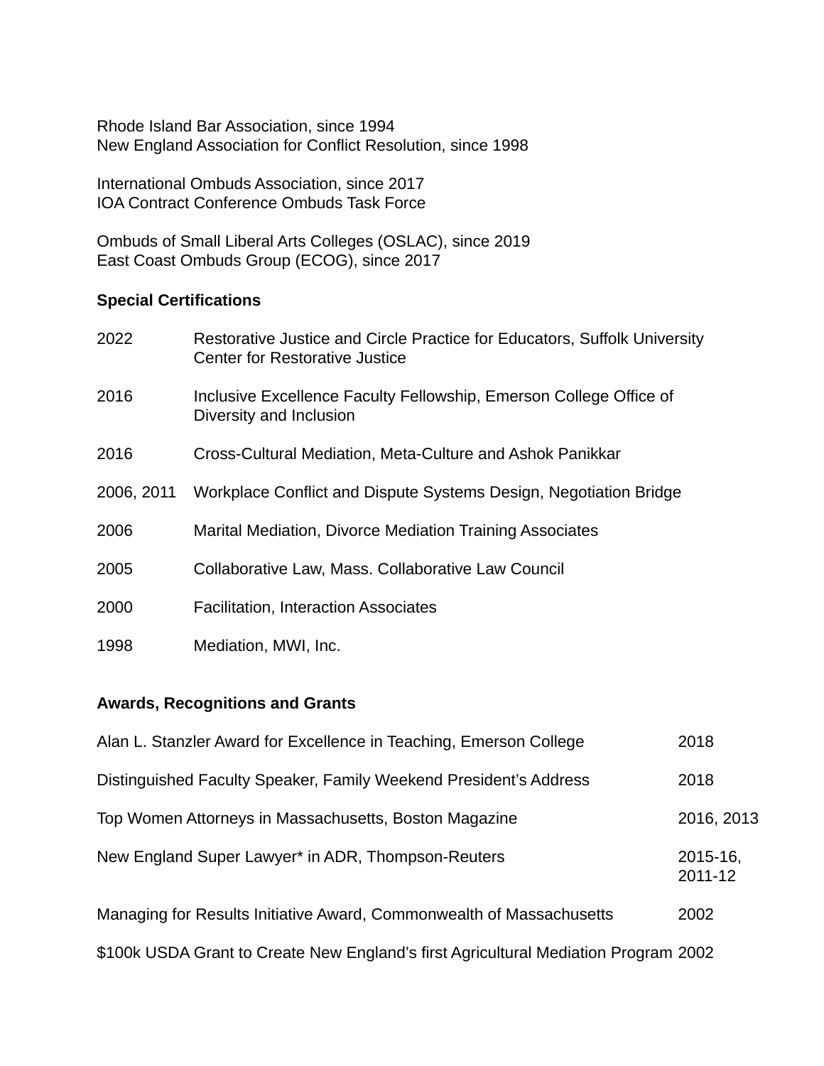Rhode Island Bar Association, since 1994
New England Association for Conflict Resolution, since 1998

International Ombuds Association, since 2017
IOA Contract Conference Ombuds Task Force

Ombuds of Small Liberal Arts Colleges (OSLAC), since 2019
East Coast Ombuds Group (ECOG), since 2017

**Special Certifications**

| | |
|---|---|
| 2022 | Restorative Justice and Circle Practice for Educators, Suffolk University Center for Restorative Justice |
| 2016 | Inclusive Excellence Faculty Fellowship, Emerson College Office of Diversity and Inclusion |
| 2016 | Cross-Cultural Mediation, Meta-Culture and Ashok Panikkar |
| 2006, 2011 | Workplace Conflict and Dispute Systems Design, Negotiation Bridge |
| 2006 | Marital Mediation, Divorce Mediation Training Associates |
| 2005 | Collaborative Law, Mass. Collaborative Law Council |
| 2000 | Facilitation, Interaction Associates |
| 1998 | Mediation, MWI, Inc. |

**Awards, Recognitions and Grants**

| | |
|---|---|
| Alan L. Stanzler Award for Excellence in Teaching, Emerson College | 2018 |
| Distinguished Faculty Speaker, Family Weekend President's Address | 2018 |
| Top Women Attorneys in Massachusetts, Boston Magazine | 2016, 2013 |
| New England Super Lawyer* in ADR, Thompson-Reuters | 2015-16, 2011-12 |
| Managing for Results Initiative Award, Commonwealth of Massachusetts | 2002 |
| $100k USDA Grant to Create New England's first Agricultural Mediation Program | 2002 |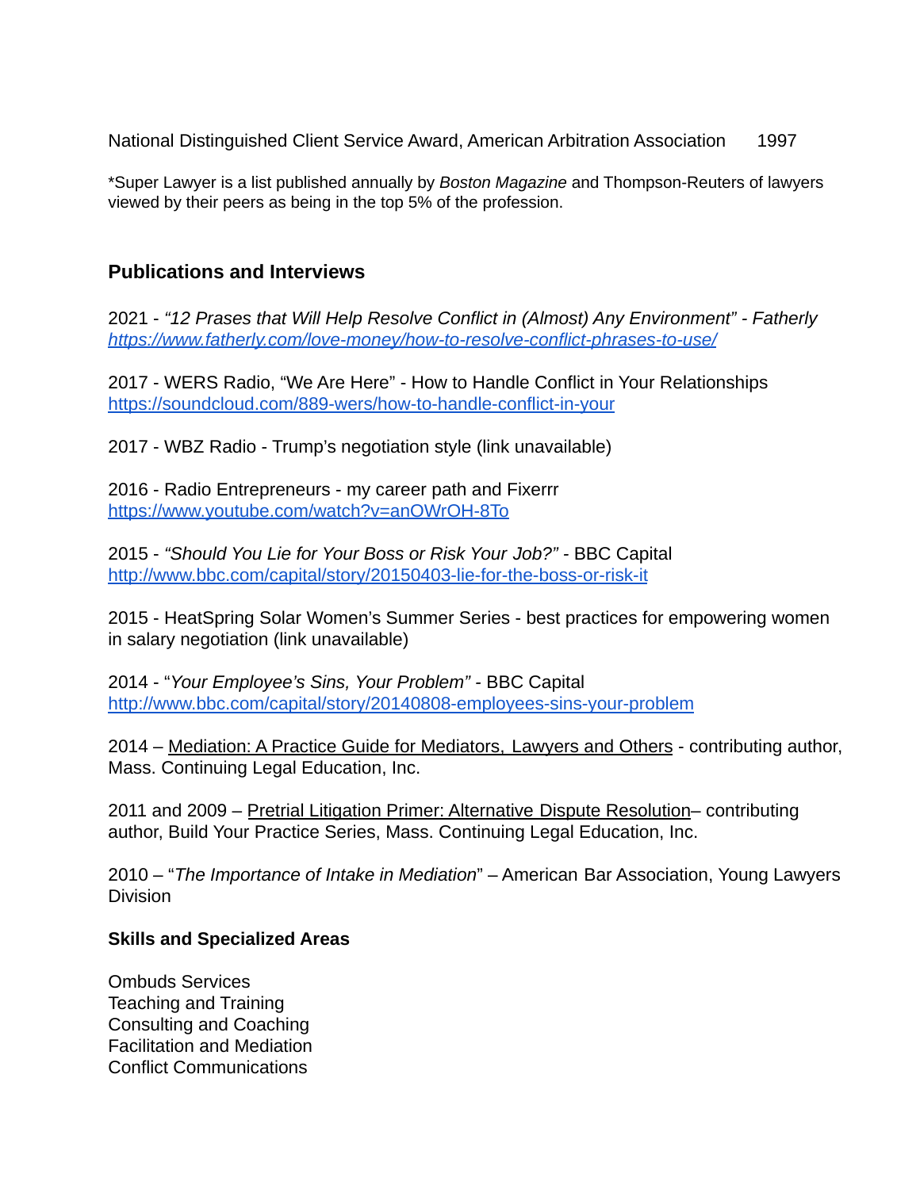National Distinguished Client Service Award, American Arbitration Association 1997

*Super Lawyer is a list published annually by *Boston Magazine* and Thompson-Reuters of lawyers viewed by their peers as being in the top 5% of the profession.

## Publications and Interviews

2021 - *"12 Prases that Will Help Resolve Conflict in (Almost) Any Environment" - Fatherly*
[https://www.fatherly.com/love-money/how-to-resolve-conflict-phrases-to-use/](https://www.fatherly.com/love-money/how-to-resolve-conflict-phrases-to-use/)

2017 - WERS Radio, "We Are Here" - How to Handle Conflict in Your Relationships
[https://soundcloud.com/889-wers/how-to-handle-conflict-in-your](https://soundcloud.com/889-wers/how-to-handle-conflict-in-your)

2017 - WBZ Radio - Trump's negotiation style (link unavailable)

2016 - Radio Entrepreneurs - my career path and Fixerrr
[https://www.youtube.com/watch?v=anOWrOH-8To](https://www.youtube.com/watch?v=anOWrOH-8To)

2015 - *"Should You Lie for Your Boss or Risk Your Job?"* - BBC Capital
[http://www.bbc.com/capital/story/20150403-lie-for-the-boss-or-risk-it](http://www.bbc.com/capital/story/20150403-lie-for-the-boss-or-risk-it)

2015 - HeatSpring Solar Women's Summer Series - best practices for empowering women in salary negotiation (link unavailable)

2014 - "*Your Employee's Sins, Your Problem"* - BBC Capital
[http://www.bbc.com/capital/story/20140808-employees-sins-your-problem](http://www.bbc.com/capital/story/20140808-employees-sins-your-problem)

2014 – Mediation: A Practice Guide for Mediators, Lawyers and Others - contributing author, Mass. Continuing Legal Education, Inc.

2011 and 2009 – Pretrial Litigation Primer: Alternative Dispute Resolution– contributing author, Build Your Practice Series, Mass. Continuing Legal Education, Inc.

2010 – "*The Importance of Intake in Mediation*" – American Bar Association, Young Lawyers Division

### Skills and Specialized Areas

Ombuds Services
Teaching and Training
Consulting and Coaching
Facilitation and Mediation
Conflict Communications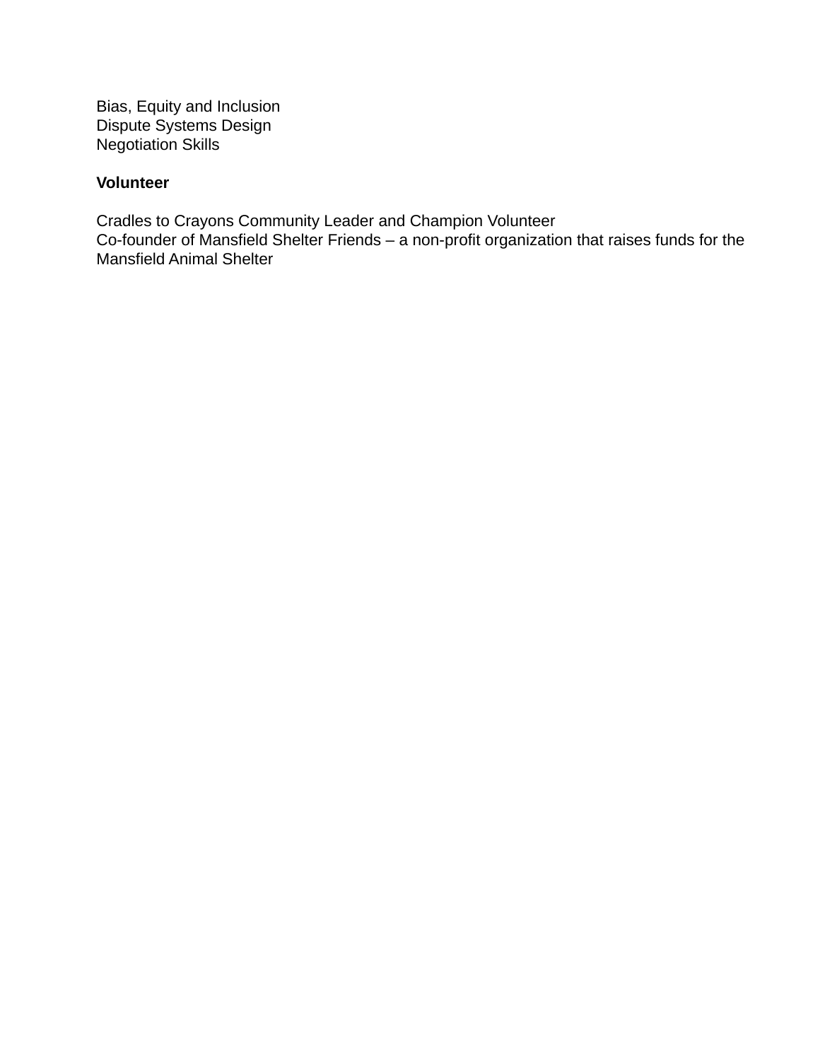Bias, Equity and Inclusion
Dispute Systems Design
Negotiation Skills

**Volunteer**

Cradles to Crayons Community Leader and Champion Volunteer
Co-founder of Mansfield Shelter Friends – a non-profit organization that raises funds for the Mansfield Animal Shelter